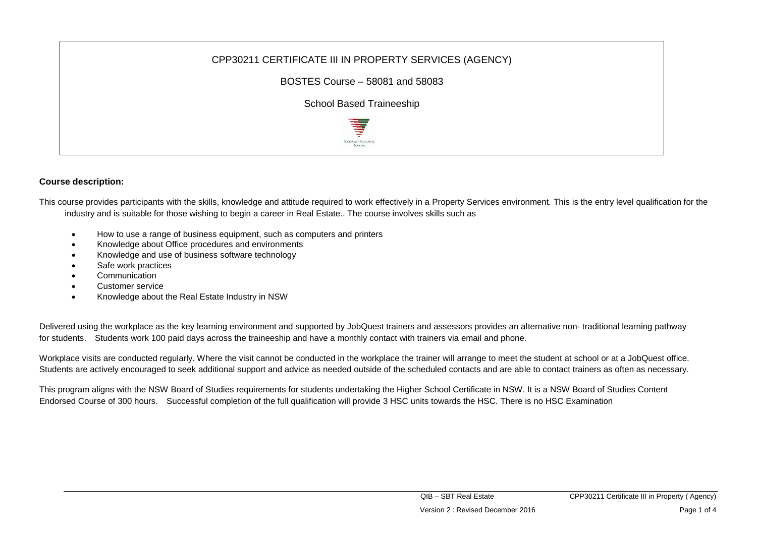# CPP30211 CERTIFICATE III IN PROPERTY SERVICES (AGENCY)

BOSTES Course – 58081 and 58083

School Based Traineeship

**Course description:**

This course provides participants with the skills, knowledge and attitude required to work effectively in a Property Services environment. This is the entry level qualification for the industry and is suitable for those wishing to begin a career in Real Estate.. The course involves skills such as

- How to use a range of business equipment, such as computers and printers
- Knowledge about Office procedures and environments
- Knowledge and use of business software technology
- Safe work practices
- Communication
- Customer service
- Knowledge about the Real Estate Industry in NSW

Delivered using the workplace as the key learning environment and supported by JobQuest trainers and assessors provides an alternative non- traditional learning pathway for students. Students work 100 paid days across the traineeship and have a monthly contact with trainers via email and phone.

Workplace visits are conducted regularly. Where the visit cannot be conducted in the workplace the trainer will arrange to meet the student at school or at a JobQuest office. Students are actively encouraged to seek additional support and advice as needed outside of the scheduled contacts and are able to contact trainers as often as necessary.

This program aligns with the NSW Board of Studies requirements for students undertaking the Higher School Certificate in NSW. It is a NSW Board of Studies Content Endorsed Course of 300 hours. Successful completion of the full qualification will provide 3 HSC units towards the HSC. There is no HSC Examination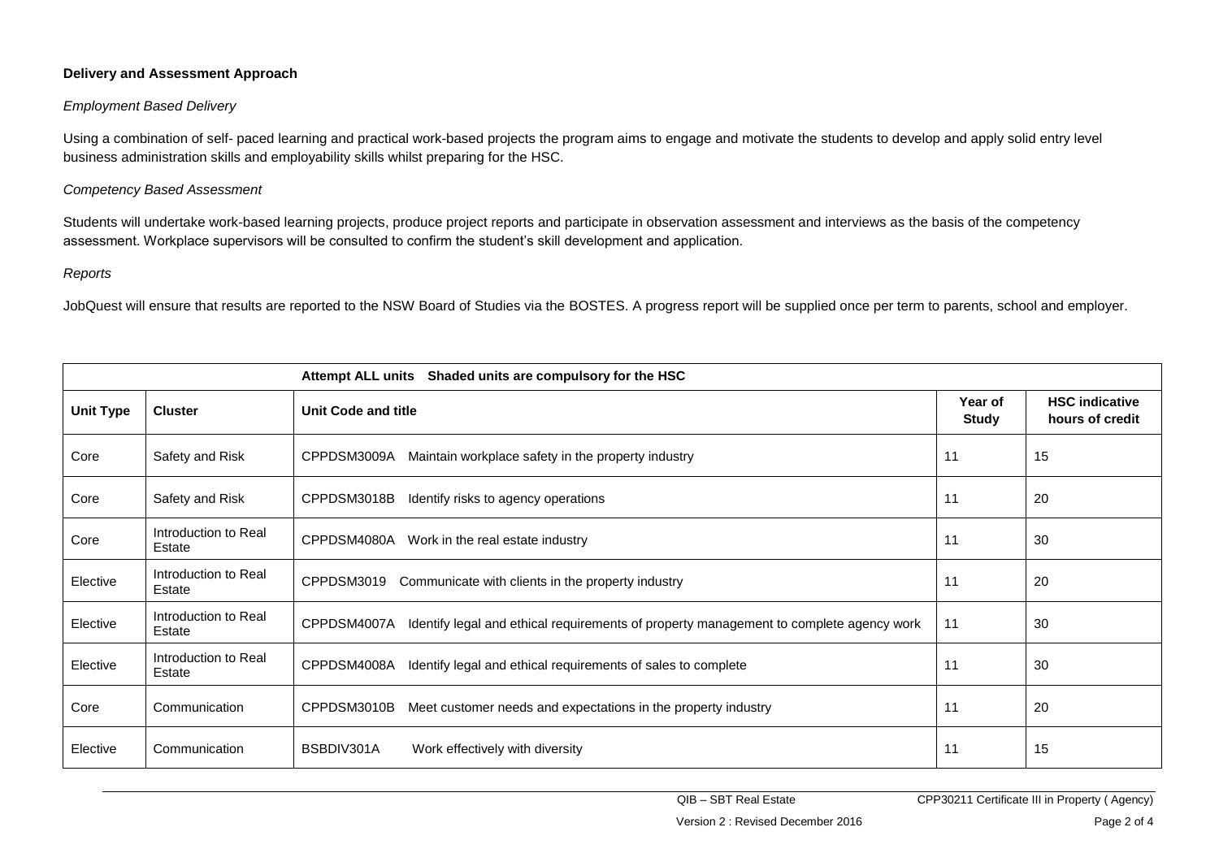**Delivery and Assessment Approach**

*Employment Based Delivery*

Using a combination of self- paced learning and practical work-based projects the program aims to engage and motivate the students to develop and apply solid entry level business administration skills and employability skills whilst preparing for the HSC.

*Competency Based Assessment*

Students will undertake work-based learning projects, produce project reports and participate in observation assessment and interviews as the basis of the competency assessment. Workplace supervisors will be consulted to confirm the student's skill development and application.

*Reports*

JobQuest will ensure that results are reported to the NSW Board of Studies via the BOSTES. A progress report will be supplied once per term to parents, school and employer.

| **Attempt ALL units Shaded units are compulsory for the HSC** | | | | |
|---|---|---|---|---|
| **Unit Type** | **Cluster** | **Unit Code and title** | **Year of Study** | **HSC indicative hours of credit** |
| Core | Safety and Risk | CPPDSM3009A Maintain workplace safety in the property industry | 11 | 15 |
| Core | Safety and Risk | CPPDSM3018B Identify risks to agency operations | 11 | 20 |
| Core | Introduction to Real Estate | CPPDSM4080A Work in the real estate industry | 11 | 30 |
| Elective | Introduction to Real Estate | CPPDSM3019 Communicate with clients in the property industry | 11 | 20 |
| Elective | Introduction to Real Estate | CPPDSM4007A Identify legal and ethical requirements of property management to complete agency work | 11 | 30 |
| Elective | Introduction to Real Estate | CPPDSM4008A Identify legal and ethical requirements of sales to complete | 11 | 30 |
| Core | Communication | CPPDSM3010B Meet customer needs and expectations in the property industry | 11 | 20 |
| Elective | Communication | BSBDIV301A Work effectively with diversity | 11 | 15 |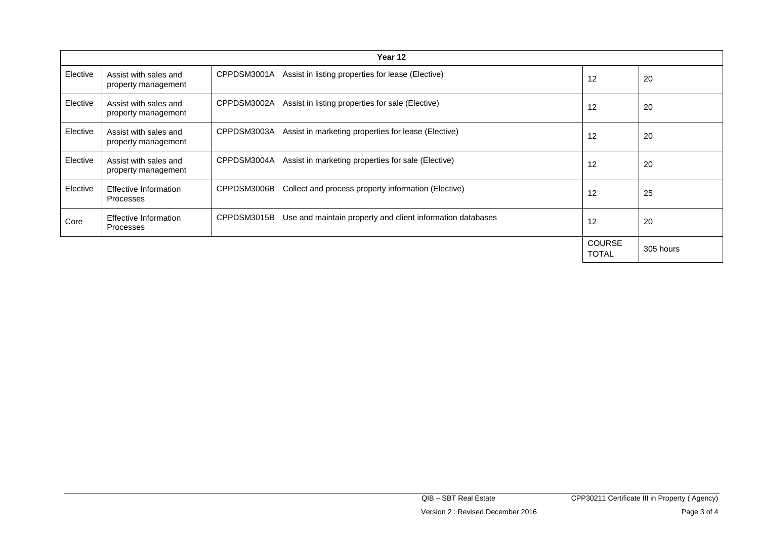| Year 12 | | | | |
|---|---|---|---|---|
| Elective | Assist with sales and property management | CPPDSM3001A Assist in listing properties for lease (Elective) | 12 | 20 |
| Elective | Assist with sales and property management | CPPDSM3002A Assist in listing properties for sale (Elective) | 12 | 20 |
| Elective | Assist with sales and property management | CPPDSM3003A Assist in marketing properties for lease (Elective) | 12 | 20 |
| Elective | Assist with sales and property management | CPPDSM3004A Assist in marketing properties for sale (Elective) | 12 | 20 |
| Elective | Effective Information Processes | CPPDSM3006B Collect and process property information (Elective) | 12 | 25 |
| Core | Effective Information Processes | CPPDSM3015B Use and maintain property and client information databases | 12 | 20 |
| | | | COURSE TOTAL | 305 hours |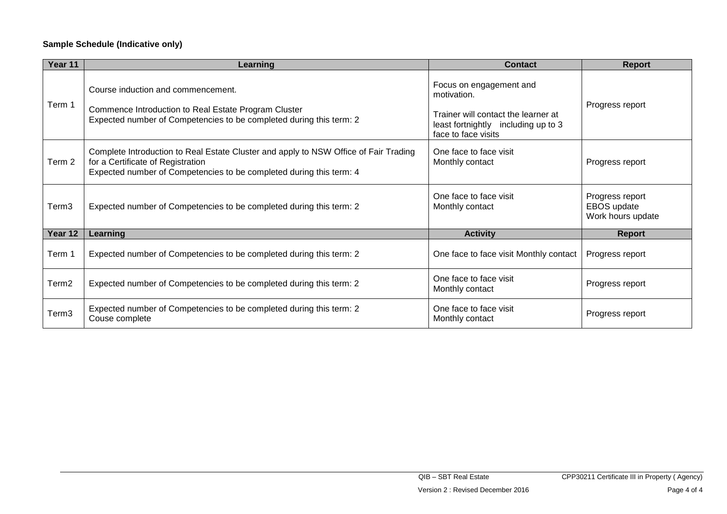**Sample Schedule (Indicative only)**

| Year 11 | Learning | Contact | Report |
|---|---|---|---|
| Term 1 | Course induction and commencement.<br><br>Commence Introduction to Real Estate Program Cluster<br>Expected number of Competencies to be completed during this term: 2 | Focus on engagement and motivation.<br><br>Trainer will contact the learner at least fortnightly including up to 3 face to face visits | Progress report |
| Term 2 | Complete Introduction to Real Estate Cluster and apply to NSW Office of Fair Trading for a Certificate of Registration<br>Expected number of Competencies to be completed during this term: 4 | One face to face visit<br>Monthly contact | Progress report |
| Term3 | Expected number of Competencies to be completed during this term: 2 | One face to face visit<br>Monthly contact | Progress report<br>EBOS update<br>Work hours update |
| **Year 12** | **Learning** | **Activity** | **Report** |
| Term 1 | Expected number of Competencies to be completed during this term: 2 | One face to face visit Monthly contact | Progress report |
| Term2 | Expected number of Competencies to be completed during this term: 2 | One face to face visit<br>Monthly contact | Progress report |
| Term3 | Expected number of Competencies to be completed during this term: 2<br>Couse complete | One face to face visit<br>Monthly contact | Progress report |